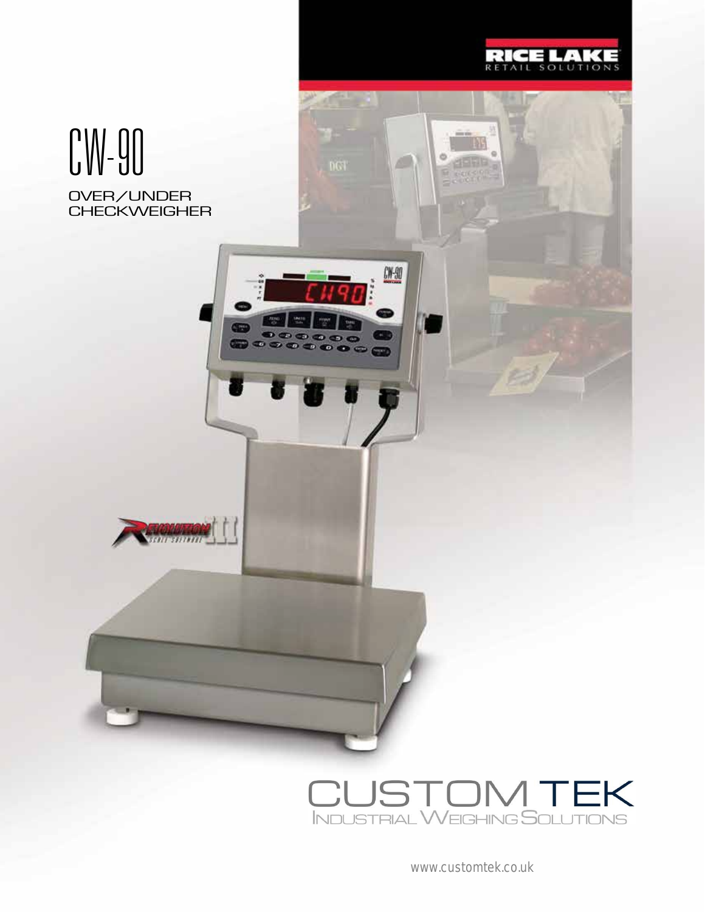RICE LAKE
RETAIL SOLUTIONS

# CW-90

## OVER/UNDER CHECKWEIGHER

CUSTOM TEK
INDUSTRIAL WEIGHING SOLUTIONS

www.customtek.co.uk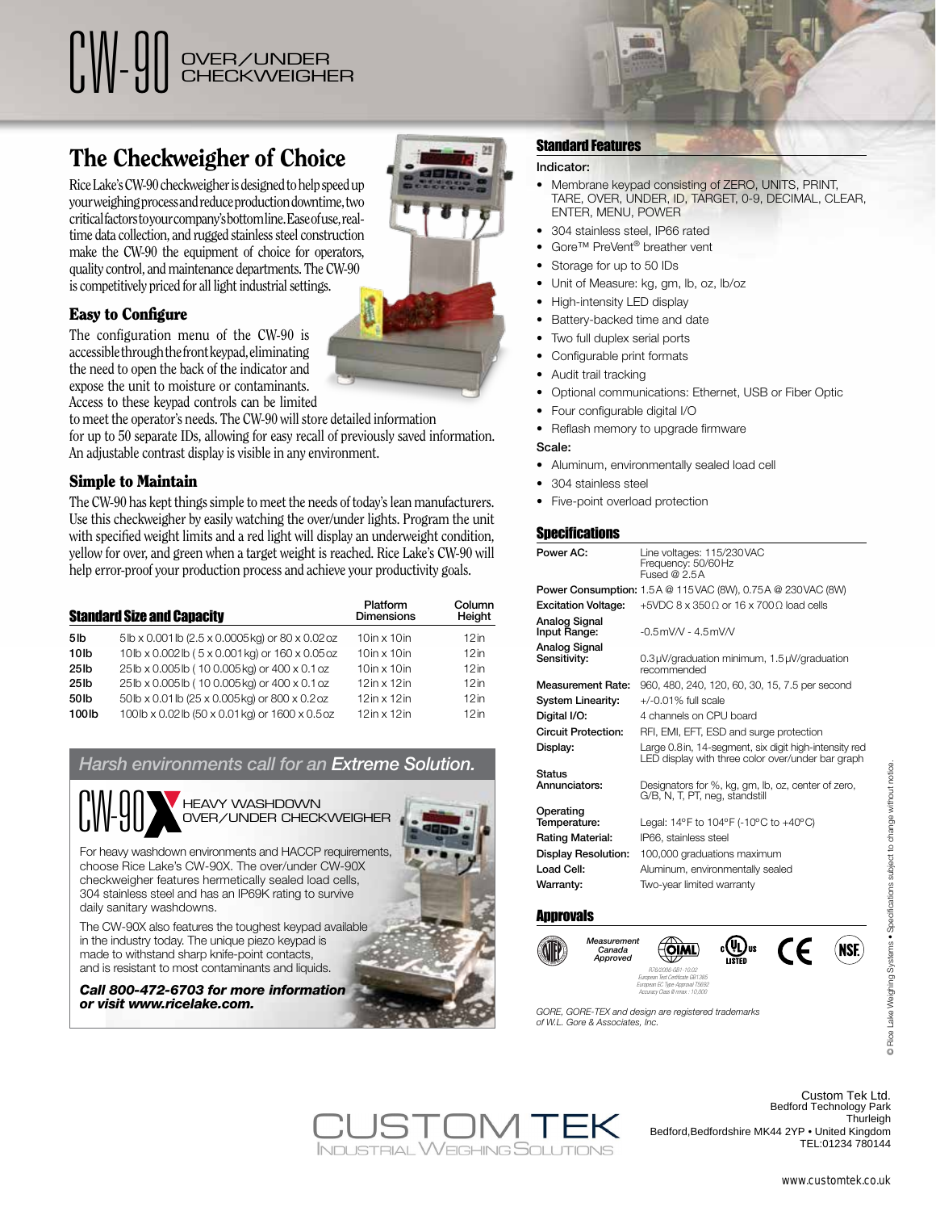# CW-90 OVER/UNDER CHECKWEIGHER

## The Checkweigher of Choice

Rice Lake's CW-90 checkweigher is designed to help speed up your weighing process and reduce production downtime, two critical factors to your company's bottom line. Ease of use, real-time data collection, and rugged stainless steel construction make the CW-90 the equipment of choice for operators, quality control, and maintenance departments. The CW-90 is competitively priced for all light industrial settings.

### Easy to Configure

The configuration menu of the CW-90 is accessible through the front keypad, eliminating the need to open the back of the indicator and expose the unit to moisture or contaminants. Access to these keypad controls can be limited to meet the operator's needs. The CW-90 will store detailed information for up to 50 separate IDs, allowing for easy recall of previously saved information. An adjustable contrast display is visible in any environment.

### Simple to Maintain

The CW-90 has kept things simple to meet the needs of today's lean manufacturers. Use this checkweigher by easily watching the over/under lights. Program the unit with specified weight limits and a red light will display an underweight condition, yellow for over, and green when a target weight is reached. Rice Lake's CW-90 will help error-proof your production process and achieve your productivity goals.

| Standard Size and Capacity | | Platform Dimensions | Column Height |
|---|---|---|---|
| 5 lb | 5 lb x 0.001 lb (2.5 x 0.0005 kg) or 80 x 0.02 oz | 10 in x 10 in | 12 in |
| 10 lb | 10 lb x 0.002 lb ( 5 x 0.001 kg) or 160 x 0.05 oz | 10 in x 10 in | 12 in |
| 25 lb | 25 lb x 0.005 lb ( 10 0.005 kg) or 400 x 0.1 oz | 10 in x 10 in | 12 in |
| 25 lb | 25 lb x 0.005 lb ( 10 0.005 kg) or 400 x 0.1 oz | 12 in x 12 in | 12 in |
| 50 lb | 50 lb x 0.01 lb (25 x 0.005 kg) or 800 x 0.2 oz | 12 in x 12 in | 12 in |
| 100 lb | 100 lb x 0.02 lb (50 x 0.01 kg) or 1600 x 0.5 oz | 12 in x 12 in | 12 in |

*Harsh environments call for an* ***Extreme Solution.***

### CW-90X HEAVY WASHDOWN OVER/UNDER CHECKWEIGHER

For heavy washdown environments and HACCP requirements, choose Rice Lake's CW-90X. The over/under CW-90X checkweigher features hermetically sealed load cells, 304 stainless steel and has an IP69K rating to survive daily sanitary washdowns.

The CW-90X also features the toughest keypad available in the industry today. The unique piezo keypad is made to withstand sharp knife-point contacts, and is resistant to most contaminants and liquids.

***Call 800-472-6703 for more information or visit www.ricelake.com.***

## Standard Features

**Indicator:**

- Membrane keypad consisting of ZERO, UNITS, PRINT, TARE, OVER, UNDER, ID, TARGET, 0-9, DECIMAL, CLEAR, ENTER, MENU, POWER
- 304 stainless steel, IP66 rated
- Gore™ PreVent® breather vent
- Storage for up to 50 IDs
- Unit of Measure: kg, gm, lb, oz, lb/oz
- High-intensity LED display
- Battery-backed time and date
- Two full duplex serial ports
- Configurable print formats
- Audit trail tracking
- Optional communications: Ethernet, USB or Fiber Optic
- Four configurable digital I/O
- Reflash memory to upgrade firmware

**Scale:**

- Aluminum, environmentally sealed load cell
- 304 stainless steel
- Five-point overload protection

## Specifications

| | |
|---|---|
| **Power AC:** | Line voltages: 115/230 VAC<br>Frequency: 50/60 Hz<br>Fused @ 2.5 A |
| **Power Consumption:** | 1.5 A @ 115 VAC (8W), 0.75 A @ 230 VAC (8W) |
| **Excitation Voltage:** | +5VDC 8 x 350 Ω or 16 x 700 Ω load cells |
| **Analog Signal Input Range:** | -0.5 mV/V - 4.5 mV/V |
| **Analog Signal Sensitivity:** | 0.3 μV/graduation minimum, 1.5 μV/graduation recommended |
| **Measurement Rate:** | 960, 480, 240, 120, 60, 30, 15, 7.5 per second |
| **System Linearity:** | +/-0.01% full scale |
| **Digital I/O:** | 4 channels on CPU board |
| **Circuit Protection:** | RFI, EMI, EFT, ESD and surge protection |
| **Display:** | Large 0.8 in, 14-segment, six digit high-intensity red LED display with three color over/under bar graph |
| **Status Annunciators:** | Designators for %, kg, gm, lb, oz, center of zero, G/B, N, T, PT, neg, standstill |
| **Operating Temperature:** | Legal: 14°F to 104°F (-10°C to +40°C) |
| **Rating Material:** | IP66, stainless steel |
| **Display Resolution:** | 100,000 graduations maximum |
| **Load Cell:** | Aluminum, environmentally sealed |
| **Warranty:** | Two-year limited warranty |

## Approvals

Measurement Canada Approved

R76/2006-GB1-10.02
European Test Certificate GB1385
European EC Type-Approval T5692
Accuracy Class III nmax : 10,000

*GORE, GORE-TEX and design are registered trademarks of W.L. Gore & Associates, Inc.*

© Rice Lake Weighing Systems • Specifications subject to change without notice.

CUSTOM TEK
INDUSTRIAL WEIGHING SOLUTIONS

Custom Tek Ltd.
Bedford Technology Park
Thurleigh
Bedford, Bedfordshire MK44 2YP • United Kingdom
TEL:01234 780144

www.customtek.co.uk